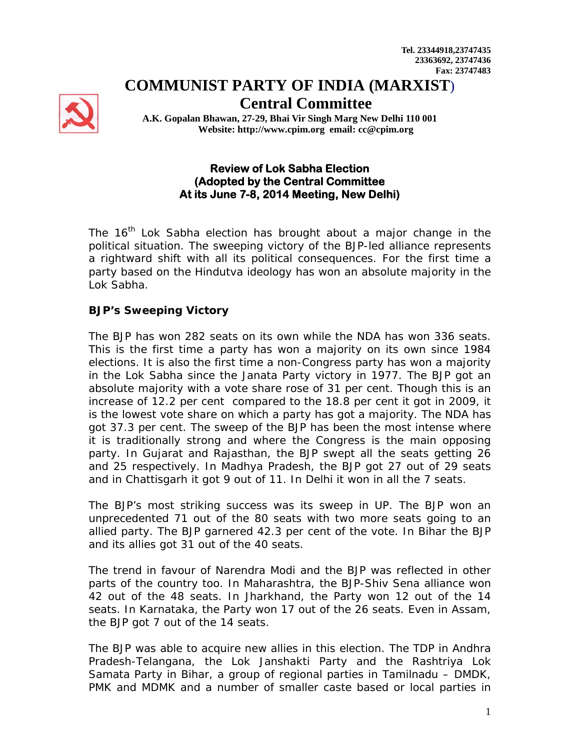Tel. 23344918,23747435
23363692, 23747436
Fax: 23747483

# COMMUNIST PARTY OF INDIA (MARXIST)

## Central Committee

**A.K. Gopalan Bhawan, 27-29, Bhai Vir Singh Marg New Delhi 110 001**
**Website: http://www.cpim.org email: cc@cpim.org**

**Review of Lok Sabha Election**
**(Adopted by the Central Committee**
**At its June 7-8, 2014 Meeting, New Delhi)**

The 16th Lok Sabha election has brought about a major change in the political situation. The sweeping victory of the BJP-led alliance represents a rightward shift with all its political consequences. For the first time a party based on the Hindutva ideology has won an absolute majority in the Lok Sabha.

### BJP's Sweeping Victory

The BJP has won 282 seats on its own while the NDA has won 336 seats. This is the first time a party has won a majority on its own since 1984 elections. It is also the first time a non-Congress party has won a majority in the Lok Sabha since the Janata Party victory in 1977. The BJP got an absolute majority with a vote share rose of 31 per cent. Though this is an increase of 12.2 per cent compared to the 18.8 per cent it got in 2009, it is the lowest vote share on which a party has got a majority. The NDA has got 37.3 per cent. The sweep of the BJP has been the most intense where it is traditionally strong and where the Congress is the main opposing party. In Gujarat and Rajasthan, the BJP swept all the seats getting 26 and 25 respectively. In Madhya Pradesh, the BJP got 27 out of 29 seats and in Chattisgarh it got 9 out of 11. In Delhi it won in all the 7 seats.

The BJP's most striking success was its sweep in UP. The BJP won an unprecedented 71 out of the 80 seats with two more seats going to an allied party. The BJP garnered 42.3 per cent of the vote. In Bihar the BJP and its allies got 31 out of the 40 seats.

The trend in favour of Narendra Modi and the BJP was reflected in other parts of the country too. In Maharashtra, the BJP-Shiv Sena alliance won 42 out of the 48 seats. In Jharkhand, the Party won 12 out of the 14 seats. In Karnataka, the Party won 17 out of the 26 seats. Even in Assam, the BJP got 7 out of the 14 seats.

The BJP was able to acquire new allies in this election. The TDP in Andhra Pradesh-Telangana, the Lok Janshakti Party and the Rashtriya Lok Samata Party in Bihar, a group of regional parties in Tamilnadu – DMDK, PMK and MDMK and a number of smaller caste based or local parties in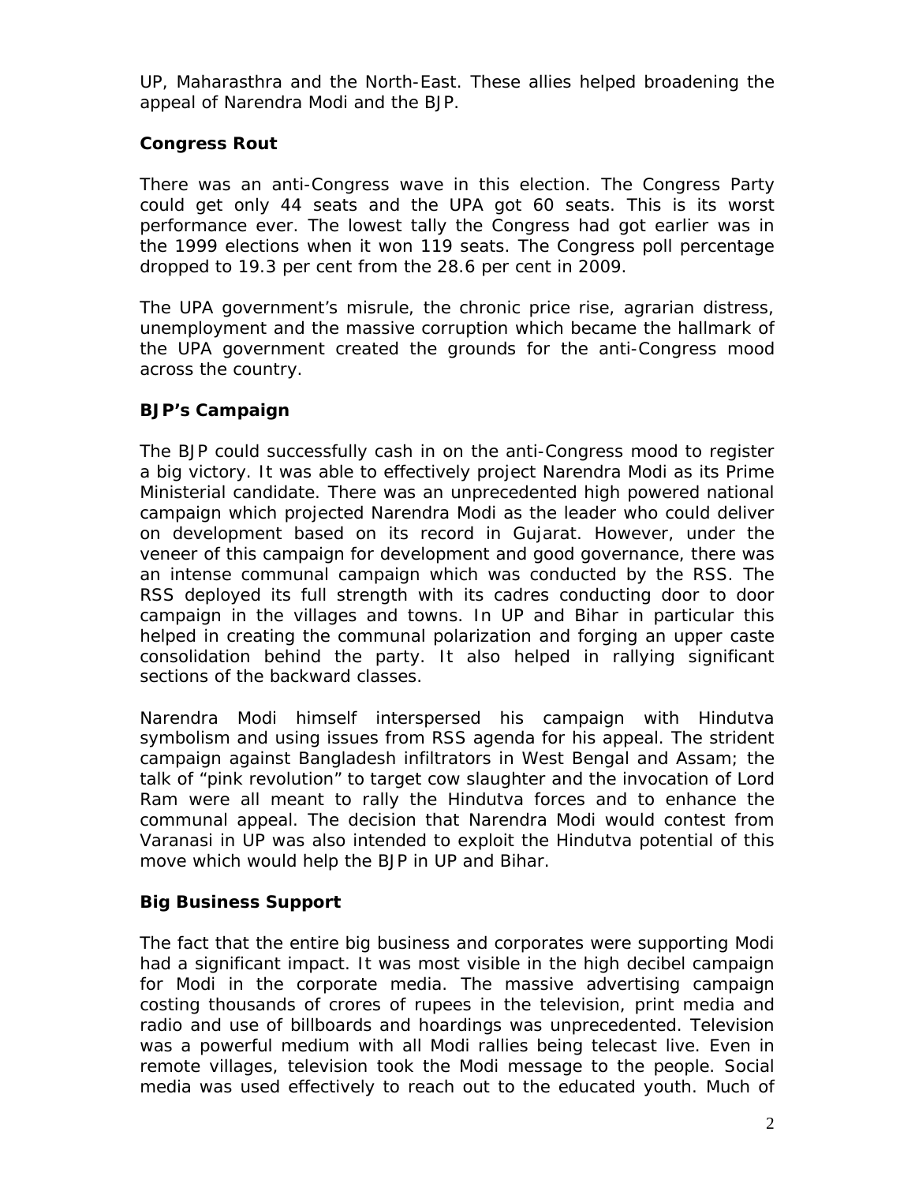UP, Maharasthra and the North-East. These allies helped broadening the appeal of Narendra Modi and the BJP.

**Congress Rout**

There was an anti-Congress wave in this election. The Congress Party could get only 44 seats and the UPA got 60 seats. This is its worst performance ever. The lowest tally the Congress had got earlier was in the 1999 elections when it won 119 seats. The Congress poll percentage dropped to 19.3 per cent from the 28.6 per cent in 2009.

The UPA government's misrule, the chronic price rise, agrarian distress, unemployment and the massive corruption which became the hallmark of the UPA government created the grounds for the anti-Congress mood across the country.

**BJP's Campaign**

The BJP could successfully cash in on the anti-Congress mood to register a big victory. It was able to effectively project Narendra Modi as its Prime Ministerial candidate. There was an unprecedented high powered national campaign which projected Narendra Modi as the leader who could deliver on development based on its record in Gujarat. However, under the veneer of this campaign for development and good governance, there was an intense communal campaign which was conducted by the RSS. The RSS deployed its full strength with its cadres conducting door to door campaign in the villages and towns. In UP and Bihar in particular this helped in creating the communal polarization and forging an upper caste consolidation behind the party. It also helped in rallying significant sections of the backward classes.

Narendra Modi himself interspersed his campaign with Hindutva symbolism and using issues from RSS agenda for his appeal. The strident campaign against Bangladesh infiltrators in West Bengal and Assam; the talk of "pink revolution" to target cow slaughter and the invocation of Lord Ram were all meant to rally the Hindutva forces and to enhance the communal appeal. The decision that Narendra Modi would contest from Varanasi in UP was also intended to exploit the Hindutva potential of this move which would help the BJP in UP and Bihar.

**Big Business Support**

The fact that the entire big business and corporates were supporting Modi had a significant impact. It was most visible in the high decibel campaign for Modi in the corporate media. The massive advertising campaign costing thousands of crores of rupees in the television, print media and radio and use of billboards and hoardings was unprecedented. Television was a powerful medium with all Modi rallies being telecast live. Even in remote villages, television took the Modi message to the people. Social media was used effectively to reach out to the educated youth. Much of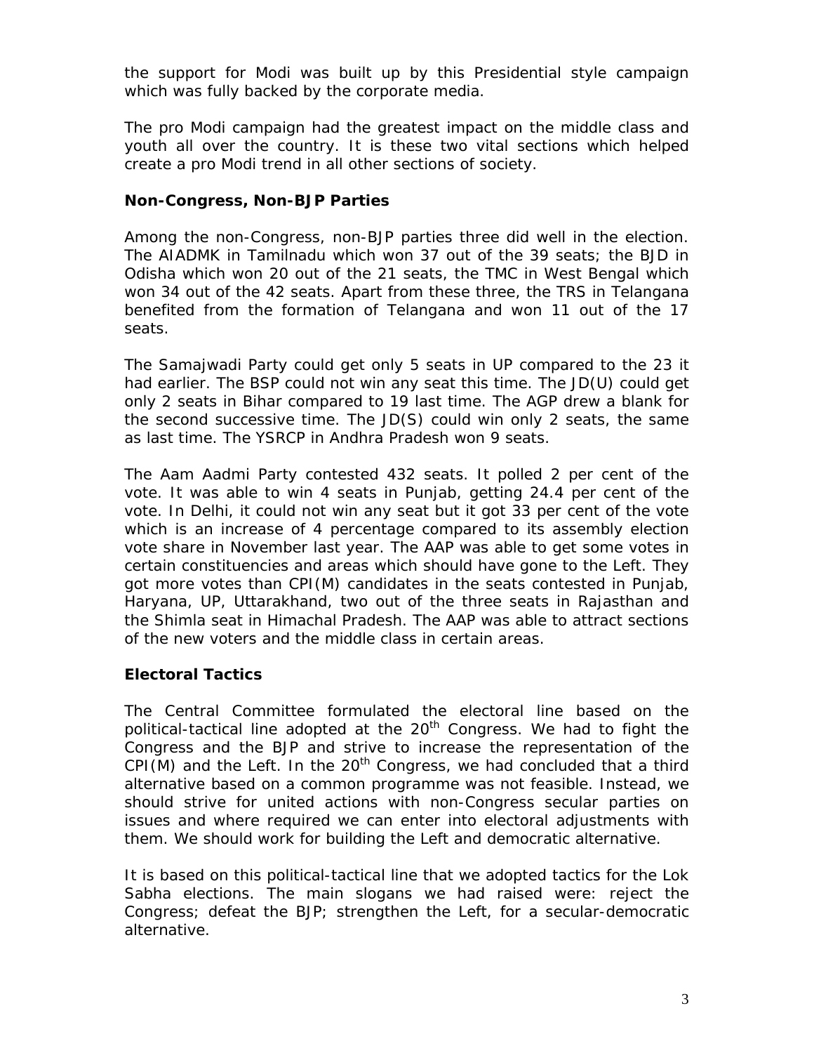the support for Modi was built up by this Presidential style campaign which was fully backed by the corporate media.

The pro Modi campaign had the greatest impact on the middle class and youth all over the country. It is these two vital sections which helped create a pro Modi trend in all other sections of society.

### Non-Congress, Non-BJP Parties

Among the non-Congress, non-BJP parties three did well in the election. The AIADMK in Tamilnadu which won 37 out of the 39 seats; the BJD in Odisha which won 20 out of the 21 seats, the TMC in West Bengal which won 34 out of the 42 seats. Apart from these three, the TRS in Telangana benefited from the formation of Telangana and won 11 out of the 17 seats.

The Samajwadi Party could get only 5 seats in UP compared to the 23 it had earlier. The BSP could not win any seat this time. The JD(U) could get only 2 seats in Bihar compared to 19 last time. The AGP drew a blank for the second successive time. The JD(S) could win only 2 seats, the same as last time. The YSRCP in Andhra Pradesh won 9 seats.

The Aam Aadmi Party contested 432 seats. It polled 2 per cent of the vote. It was able to win 4 seats in Punjab, getting 24.4 per cent of the vote. In Delhi, it could not win any seat but it got 33 per cent of the vote which is an increase of 4 percentage compared to its assembly election vote share in November last year. The AAP was able to get some votes in certain constituencies and areas which should have gone to the Left. They got more votes than CPI(M) candidates in the seats contested in Punjab, Haryana, UP, Uttarakhand, two out of the three seats in Rajasthan and the Shimla seat in Himachal Pradesh. The AAP was able to attract sections of the new voters and the middle class in certain areas.

### Electoral Tactics

The Central Committee formulated the electoral line based on the political-tactical line adopted at the 20th Congress. We had to fight the Congress and the BJP and strive to increase the representation of the CPI(M) and the Left. In the 20th Congress, we had concluded that a third alternative based on a common programme was not feasible. Instead, we should strive for united actions with non-Congress secular parties on issues and where required we can enter into electoral adjustments with them. We should work for building the Left and democratic alternative.

It is based on this political-tactical line that we adopted tactics for the Lok Sabha elections. The main slogans we had raised were: reject the Congress; defeat the BJP; strengthen the Left, for a secular-democratic alternative.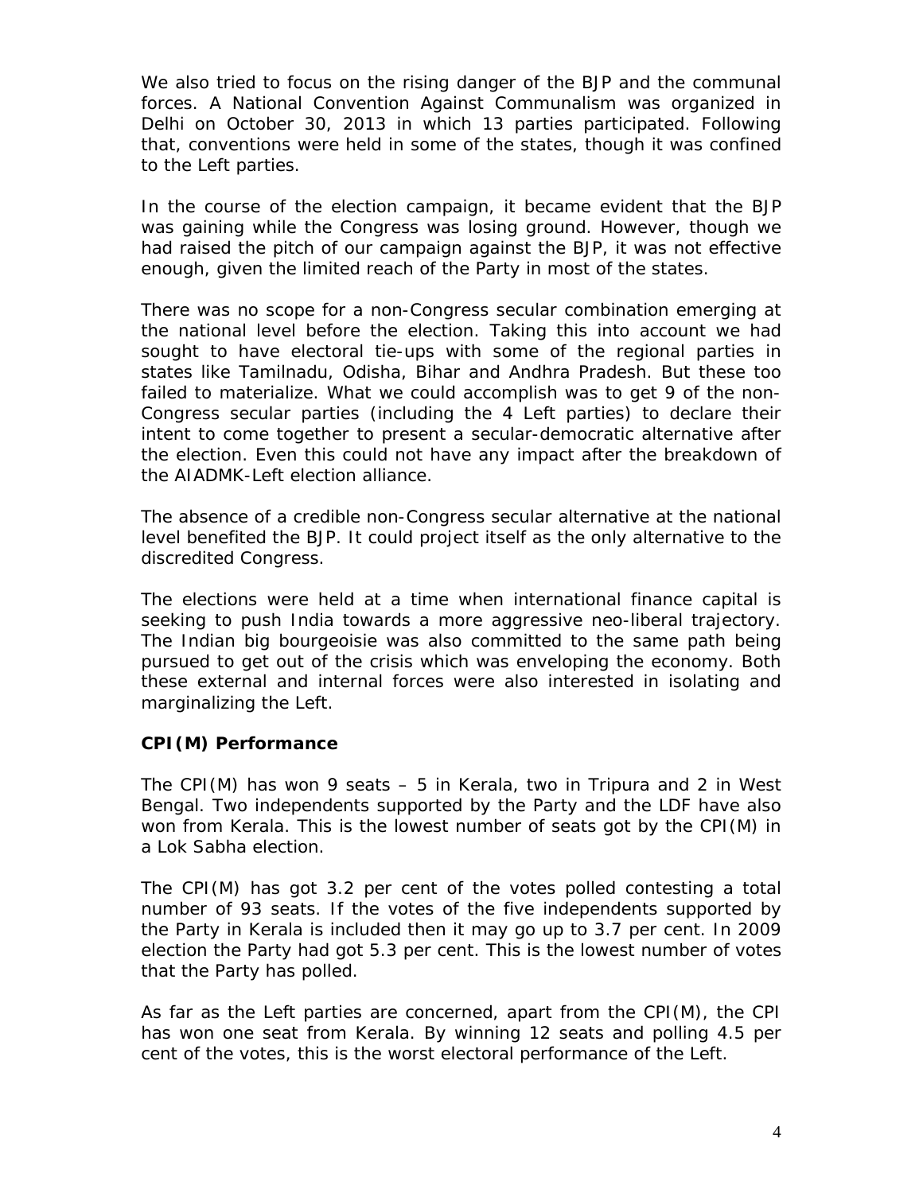We also tried to focus on the rising danger of the BJP and the communal forces. A National Convention Against Communalism was organized in Delhi on October 30, 2013 in which 13 parties participated. Following that, conventions were held in some of the states, though it was confined to the Left parties.

In the course of the election campaign, it became evident that the BJP was gaining while the Congress was losing ground. However, though we had raised the pitch of our campaign against the BJP, it was not effective enough, given the limited reach of the Party in most of the states.

There was no scope for a non-Congress secular combination emerging at the national level before the election. Taking this into account we had sought to have electoral tie-ups with some of the regional parties in states like Tamilnadu, Odisha, Bihar and Andhra Pradesh. But these too failed to materialize. What we could accomplish was to get 9 of the non-Congress secular parties (including the 4 Left parties) to declare their intent to come together to present a secular-democratic alternative after the election. Even this could not have any impact after the breakdown of the AIADMK-Left election alliance.

The absence of a credible non-Congress secular alternative at the national level benefited the BJP. It could project itself as the only alternative to the discredited Congress.

The elections were held at a time when international finance capital is seeking to push India towards a more aggressive neo-liberal trajectory. The Indian big bourgeoisie was also committed to the same path being pursued to get out of the crisis which was enveloping the economy. Both these external and internal forces were also interested in isolating and marginalizing the Left.

**CPI(M) Performance**

The CPI(M) has won 9 seats – 5 in Kerala, two in Tripura and 2 in West Bengal. Two independents supported by the Party and the LDF have also won from Kerala. This is the lowest number of seats got by the CPI(M) in a Lok Sabha election.

The CPI(M) has got 3.2 per cent of the votes polled contesting a total number of 93 seats. If the votes of the five independents supported by the Party in Kerala is included then it may go up to 3.7 per cent. In 2009 election the Party had got 5.3 per cent. This is the lowest number of votes that the Party has polled.

As far as the Left parties are concerned, apart from the CPI(M), the CPI has won one seat from Kerala. By winning 12 seats and polling 4.5 per cent of the votes, this is the worst electoral performance of the Left.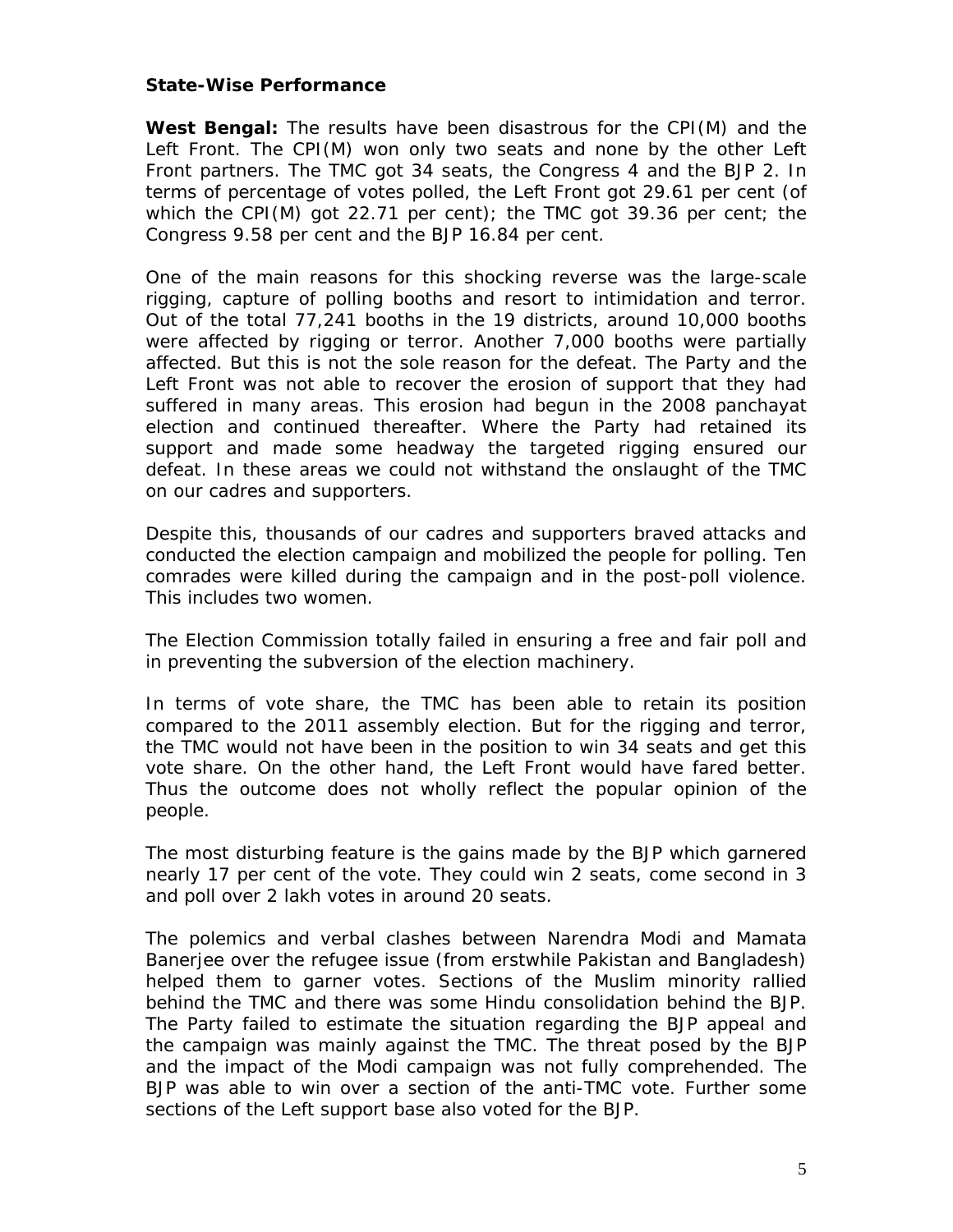**State-Wise Performance**

**West Bengal:** The results have been disastrous for the CPI(M) and the Left Front. The CPI(M) won only two seats and none by the other Left Front partners. The TMC got 34 seats, the Congress 4 and the BJP 2. In terms of percentage of votes polled, the Left Front got 29.61 per cent (of which the CPI(M) got 22.71 per cent); the TMC got 39.36 per cent; the Congress 9.58 per cent and the BJP 16.84 per cent.

One of the main reasons for this shocking reverse was the large-scale rigging, capture of polling booths and resort to intimidation and terror. Out of the total 77,241 booths in the 19 districts, around 10,000 booths were affected by rigging or terror. Another 7,000 booths were partially affected. But this is not the sole reason for the defeat. The Party and the Left Front was not able to recover the erosion of support that they had suffered in many areas. This erosion had begun in the 2008 panchayat election and continued thereafter. Where the Party had retained its support and made some headway the targeted rigging ensured our defeat. In these areas we could not withstand the onslaught of the TMC on our cadres and supporters.

Despite this, thousands of our cadres and supporters braved attacks and conducted the election campaign and mobilized the people for polling. Ten comrades were killed during the campaign and in the post-poll violence. This includes two women.

The Election Commission totally failed in ensuring a free and fair poll and in preventing the subversion of the election machinery.

In terms of vote share, the TMC has been able to retain its position compared to the 2011 assembly election. But for the rigging and terror, the TMC would not have been in the position to win 34 seats and get this vote share. On the other hand, the Left Front would have fared better. Thus the outcome does not wholly reflect the popular opinion of the people.

The most disturbing feature is the gains made by the BJP which garnered nearly 17 per cent of the vote. They could win 2 seats, come second in 3 and poll over 2 lakh votes in around 20 seats.

The polemics and verbal clashes between Narendra Modi and Mamata Banerjee over the refugee issue (from erstwhile Pakistan and Bangladesh) helped them to garner votes. Sections of the Muslim minority rallied behind the TMC and there was some Hindu consolidation behind the BJP. The Party failed to estimate the situation regarding the BJP appeal and the campaign was mainly against the TMC. The threat posed by the BJP and the impact of the Modi campaign was not fully comprehended. The BJP was able to win over a section of the anti-TMC vote. Further some sections of the Left support base also voted for the BJP.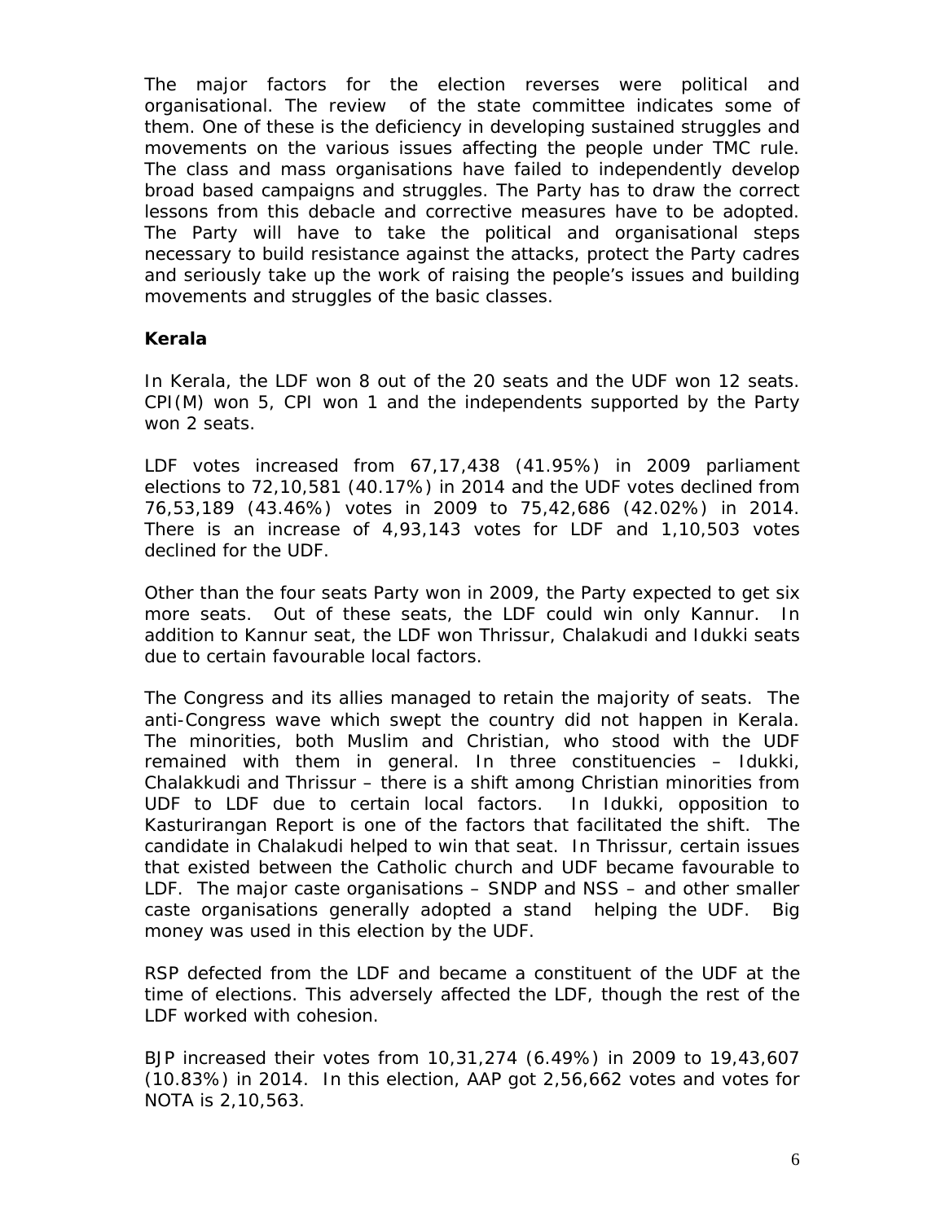The major factors for the election reverses were political and organisational. The review of the state committee indicates some of them. One of these is the deficiency in developing sustained struggles and movements on the various issues affecting the people under TMC rule. The class and mass organisations have failed to independently develop broad based campaigns and struggles. The Party has to draw the correct lessons from this debacle and corrective measures have to be adopted. The Party will have to take the political and organisational steps necessary to build resistance against the attacks, protect the Party cadres and seriously take up the work of raising the people's issues and building movements and struggles of the basic classes.

**Kerala**

In Kerala, the LDF won 8 out of the 20 seats and the UDF won 12 seats. CPI(M) won 5, CPI won 1 and the independents supported by the Party won 2 seats.

LDF votes increased from 67,17,438 (41.95%) in 2009 parliament elections to 72,10,581 (40.17%) in 2014 and the UDF votes declined from 76,53,189 (43.46%) votes in 2009 to 75,42,686 (42.02%) in 2014. There is an increase of 4,93,143 votes for LDF and 1,10,503 votes declined for the UDF.

Other than the four seats Party won in 2009, the Party expected to get six more seats. Out of these seats, the LDF could win only Kannur. In addition to Kannur seat, the LDF won Thrissur, Chalakudi and Idukki seats due to certain favourable local factors.

The Congress and its allies managed to retain the majority of seats. The anti-Congress wave which swept the country did not happen in Kerala. The minorities, both Muslim and Christian, who stood with the UDF remained with them in general. In three constituencies – Idukki, Chalakkudi and Thrissur – there is a shift among Christian minorities from UDF to LDF due to certain local factors. In Idukki, opposition to Kasturirangan Report is one of the factors that facilitated the shift. The candidate in Chalakudi helped to win that seat. In Thrissur, certain issues that existed between the Catholic church and UDF became favourable to LDF. The major caste organisations – SNDP and NSS – and other smaller caste organisations generally adopted a stand helping the UDF. Big money was used in this election by the UDF.

RSP defected from the LDF and became a constituent of the UDF at the time of elections. This adversely affected the LDF, though the rest of the LDF worked with cohesion.

BJP increased their votes from 10,31,274 (6.49%) in 2009 to 19,43,607 (10.83%) in 2014. In this election, AAP got 2,56,662 votes and votes for NOTA is 2,10,563.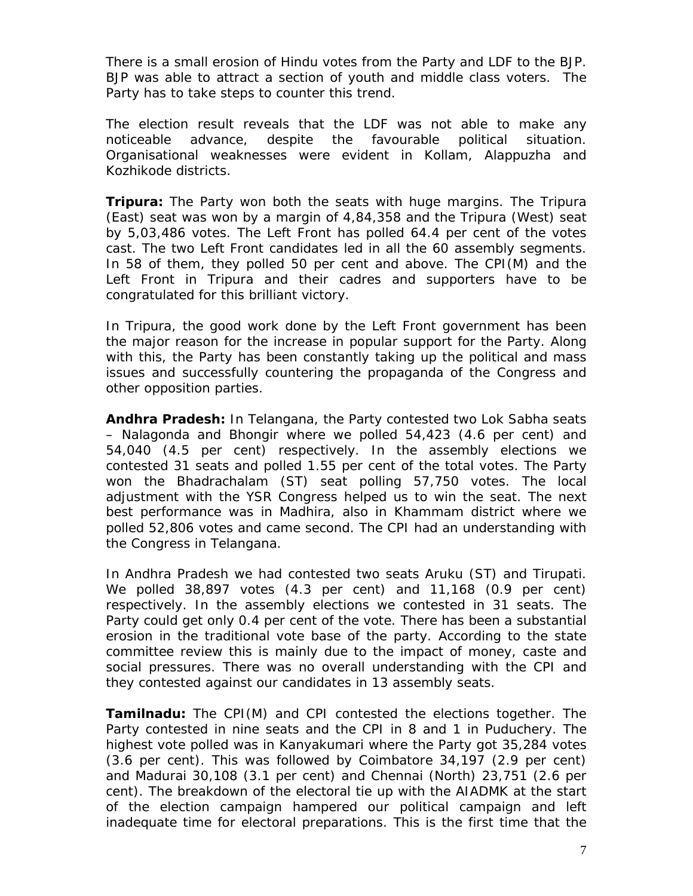There is a small erosion of Hindu votes from the Party and LDF to the BJP. BJP was able to attract a section of youth and middle class voters. The Party has to take steps to counter this trend.

The election result reveals that the LDF was not able to make any noticeable advance, despite the favourable political situation. Organisational weaknesses were evident in Kollam, Alappuzha and Kozhikode districts.

**Tripura:** The Party won both the seats with huge margins. The Tripura (East) seat was won by a margin of 4,84,358 and the Tripura (West) seat by 5,03,486 votes. The Left Front has polled 64.4 per cent of the votes cast. The two Left Front candidates led in all the 60 assembly segments. In 58 of them, they polled 50 per cent and above. The CPI(M) and the Left Front in Tripura and their cadres and supporters have to be congratulated for this brilliant victory.

In Tripura, the good work done by the Left Front government has been the major reason for the increase in popular support for the Party. Along with this, the Party has been constantly taking up the political and mass issues and successfully countering the propaganda of the Congress and other opposition parties.

**Andhra Pradesh:** In Telangana, the Party contested two Lok Sabha seats – Nalagonda and Bhongir where we polled 54,423 (4.6 per cent) and 54,040 (4.5 per cent) respectively. In the assembly elections we contested 31 seats and polled 1.55 per cent of the total votes. The Party won the Bhadrachalam (ST) seat polling 57,750 votes. The local adjustment with the YSR Congress helped us to win the seat. The next best performance was in Madhira, also in Khammam district where we polled 52,806 votes and came second. The CPI had an understanding with the Congress in Telangana.

In Andhra Pradesh we had contested two seats Aruku (ST) and Tirupati. We polled 38,897 votes (4.3 per cent) and 11,168 (0.9 per cent) respectively. In the assembly elections we contested in 31 seats. The Party could get only 0.4 per cent of the vote. There has been a substantial erosion in the traditional vote base of the party. According to the state committee review this is mainly due to the impact of money, caste and social pressures. There was no overall understanding with the CPI and they contested against our candidates in 13 assembly seats.

**Tamilnadu:** The CPI(M) and CPI contested the elections together. The Party contested in nine seats and the CPI in 8 and 1 in Puduchery. The highest vote polled was in Kanyakumari where the Party got 35,284 votes (3.6 per cent). This was followed by Coimbatore 34,197 (2.9 per cent) and Madurai 30,108 (3.1 per cent) and Chennai (North) 23,751 (2.6 per cent). The breakdown of the electoral tie up with the AIADMK at the start of the election campaign hampered our political campaign and left inadequate time for electoral preparations. This is the first time that the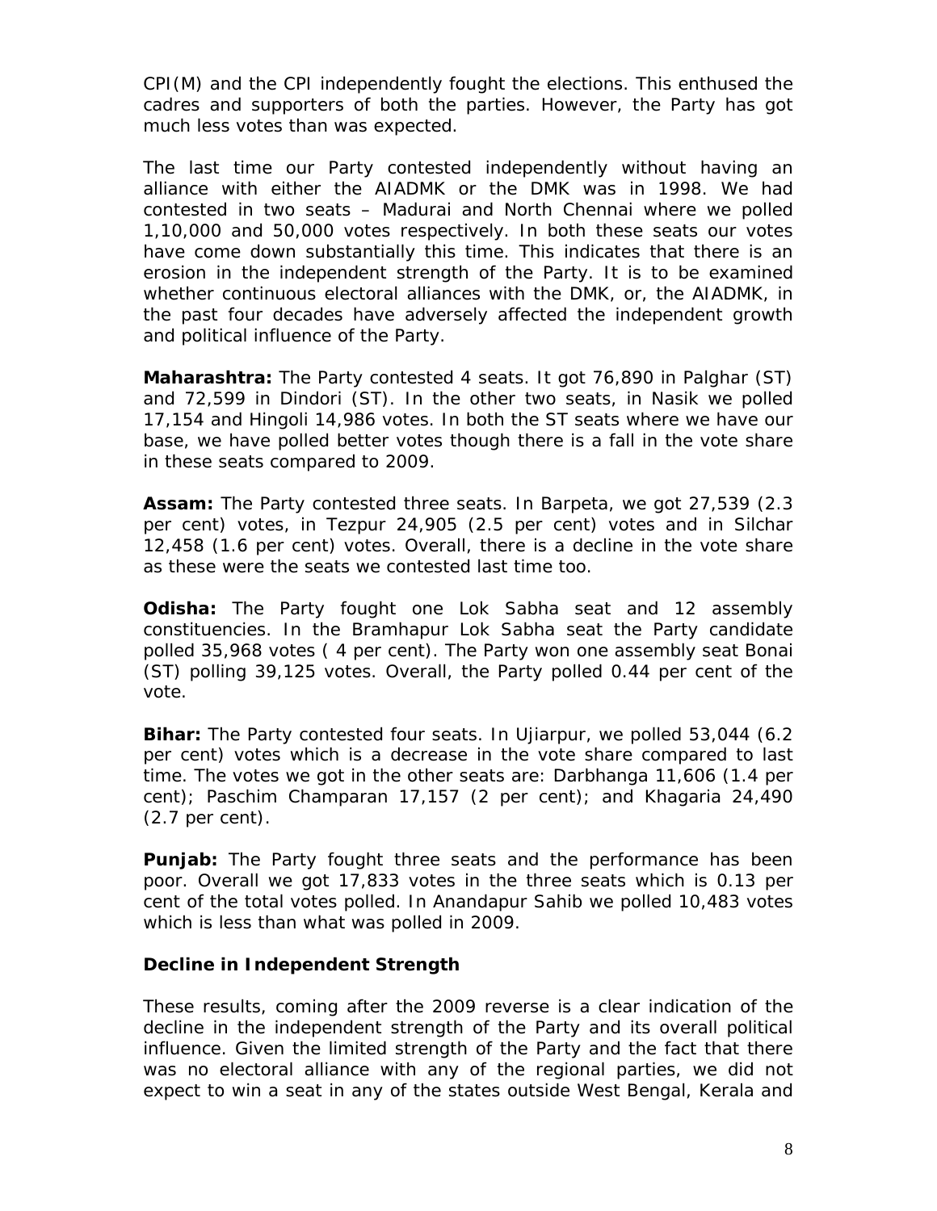CPI(M) and the CPI independently fought the elections. This enthused the cadres and supporters of both the parties. However, the Party has got much less votes than was expected.

The last time our Party contested independently without having an alliance with either the AIADMK or the DMK was in 1998. We had contested in two seats – Madurai and North Chennai where we polled 1,10,000 and 50,000 votes respectively. In both these seats our votes have come down substantially this time. This indicates that there is an erosion in the independent strength of the Party. It is to be examined whether continuous electoral alliances with the DMK, or, the AIADMK, in the past four decades have adversely affected the independent growth and political influence of the Party.

**Maharashtra:** The Party contested 4 seats. It got 76,890 in Palghar (ST) and 72,599 in Dindori (ST). In the other two seats, in Nasik we polled 17,154 and Hingoli 14,986 votes. In both the ST seats where we have our base, we have polled better votes though there is a fall in the vote share in these seats compared to 2009.

**Assam:** The Party contested three seats. In Barpeta, we got 27,539 (2.3 per cent) votes, in Tezpur 24,905 (2.5 per cent) votes and in Silchar 12,458 (1.6 per cent) votes. Overall, there is a decline in the vote share as these were the seats we contested last time too.

**Odisha:** The Party fought one Lok Sabha seat and 12 assembly constituencies. In the Bramhapur Lok Sabha seat the Party candidate polled 35,968 votes ( 4 per cent). The Party won one assembly seat Bonai (ST) polling 39,125 votes. Overall, the Party polled 0.44 per cent of the vote.

**Bihar:** The Party contested four seats. In Ujiarpur, we polled 53,044 (6.2 per cent) votes which is a decrease in the vote share compared to last time. The votes we got in the other seats are: Darbhanga 11,606 (1.4 per cent); Paschim Champaran 17,157 (2 per cent); and Khagaria 24,490 (2.7 per cent).

**Punjab:** The Party fought three seats and the performance has been poor. Overall we got 17,833 votes in the three seats which is 0.13 per cent of the total votes polled. In Anandapur Sahib we polled 10,483 votes which is less than what was polled in 2009.

### Decline in Independent Strength

These results, coming after the 2009 reverse is a clear indication of the decline in the independent strength of the Party and its overall political influence. Given the limited strength of the Party and the fact that there was no electoral alliance with any of the regional parties, we did not expect to win a seat in any of the states outside West Bengal, Kerala and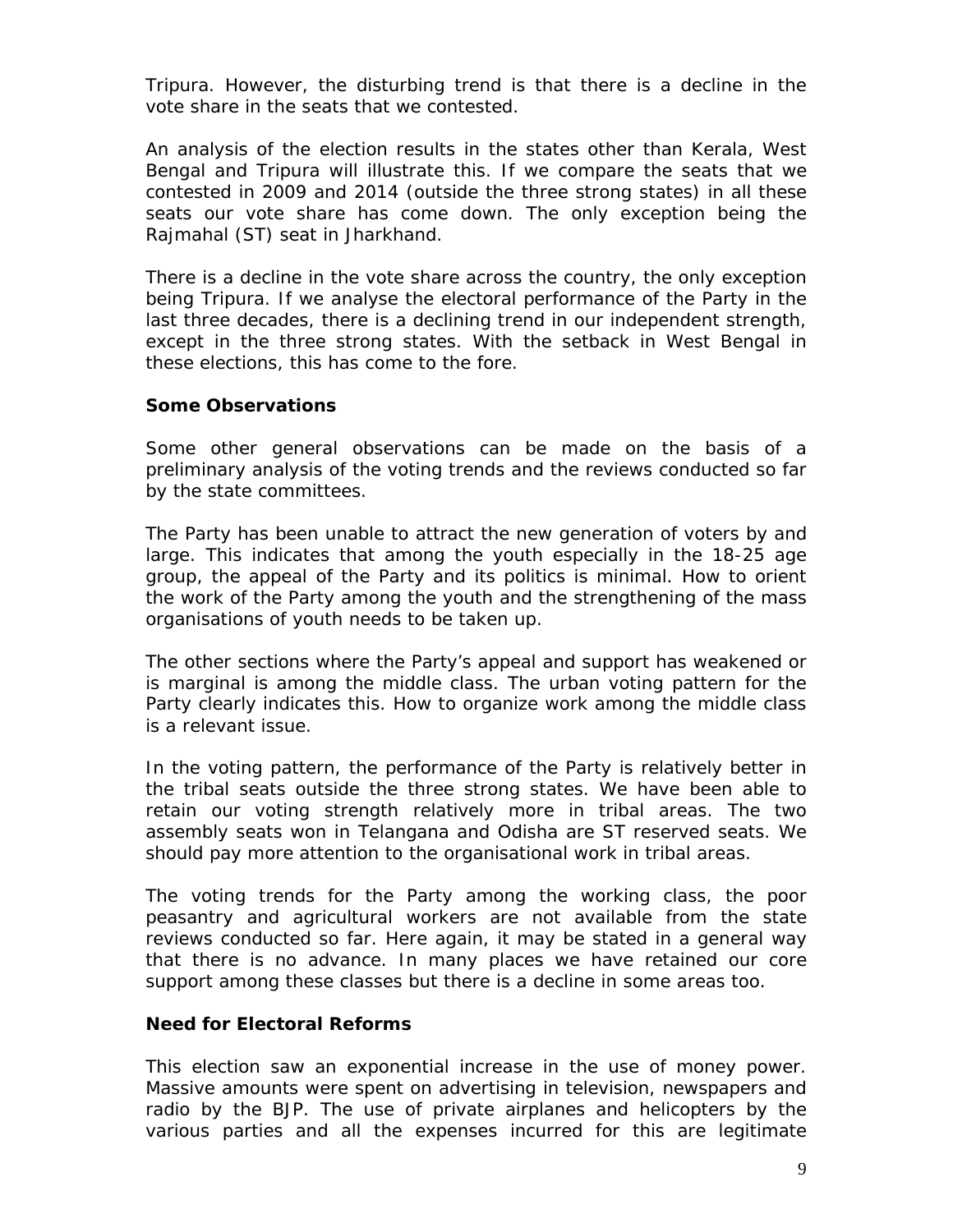Tripura. However, the disturbing trend is that there is a decline in the vote share in the seats that we contested.

An analysis of the election results in the states other than Kerala, West Bengal and Tripura will illustrate this. If we compare the seats that we contested in 2009 and 2014 (outside the three strong states) in all these seats our vote share has come down. The only exception being the Rajmahal (ST) seat in Jharkhand.

There is a decline in the vote share across the country, the only exception being Tripura. If we analyse the electoral performance of the Party in the last three decades, there is a declining trend in our independent strength, except in the three strong states. With the setback in West Bengal in these elections, this has come to the fore.

### Some Observations

Some other general observations can be made on the basis of a preliminary analysis of the voting trends and the reviews conducted so far by the state committees.

The Party has been unable to attract the new generation of voters by and large. This indicates that among the youth especially in the 18-25 age group, the appeal of the Party and its politics is minimal. How to orient the work of the Party among the youth and the strengthening of the mass organisations of youth needs to be taken up.

The other sections where the Party's appeal and support has weakened or is marginal is among the middle class. The urban voting pattern for the Party clearly indicates this. How to organize work among the middle class is a relevant issue.

In the voting pattern, the performance of the Party is relatively better in the tribal seats outside the three strong states. We have been able to retain our voting strength relatively more in tribal areas. The two assembly seats won in Telangana and Odisha are ST reserved seats. We should pay more attention to the organisational work in tribal areas.

The voting trends for the Party among the working class, the poor peasantry and agricultural workers are not available from the state reviews conducted so far. Here again, it may be stated in a general way that there is no advance. In many places we have retained our core support among these classes but there is a decline in some areas too.

### Need for Electoral Reforms

This election saw an exponential increase in the use of money power. Massive amounts were spent on advertising in television, newspapers and radio by the BJP. The use of private airplanes and helicopters by the various parties and all the expenses incurred for this are legitimate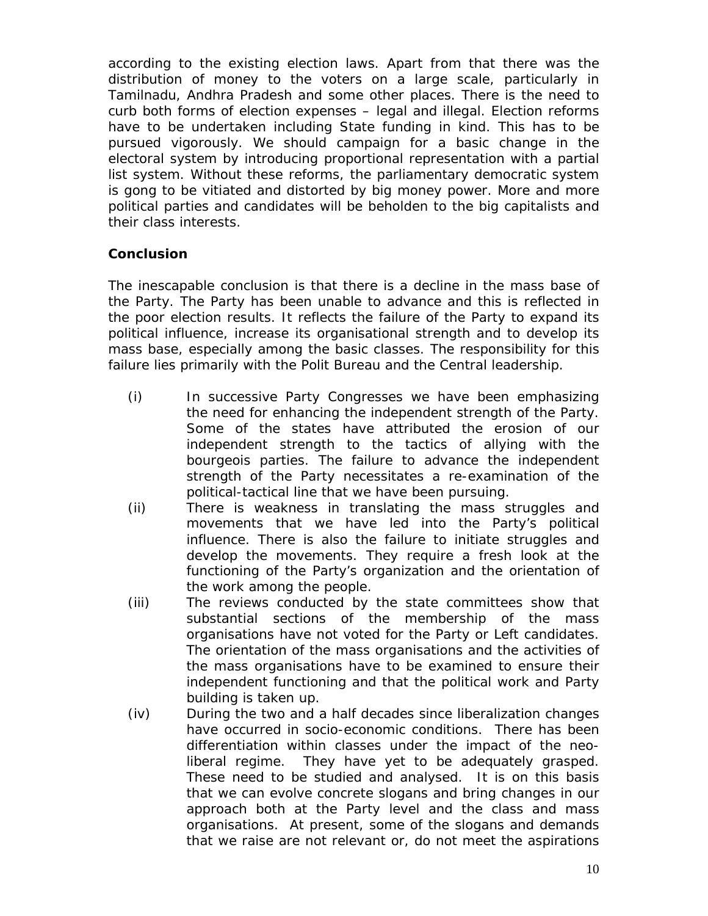according to the existing election laws. Apart from that there was the distribution of money to the voters on a large scale, particularly in Tamilnadu, Andhra Pradesh and some other places. There is the need to curb both forms of election expenses – legal and illegal. Election reforms have to be undertaken including State funding in kind. This has to be pursued vigorously. We should campaign for a basic change in the electoral system by introducing proportional representation with a partial list system. Without these reforms, the parliamentary democratic system is gong to be vitiated and distorted by big money power. More and more political parties and candidates will be beholden to the big capitalists and their class interests.

**Conclusion**

The inescapable conclusion is that there is a decline in the mass base of the Party. The Party has been unable to advance and this is reflected in the poor election results. It reflects the failure of the Party to expand its political influence, increase its organisational strength and to develop its mass base, especially among the basic classes. The responsibility for this failure lies primarily with the Polit Bureau and the Central leadership.

(i) In successive Party Congresses we have been emphasizing the need for enhancing the independent strength of the Party. Some of the states have attributed the erosion of our independent strength to the tactics of allying with the bourgeois parties. The failure to advance the independent strength of the Party necessitates a re-examination of the political-tactical line that we have been pursuing.

(ii) There is weakness in translating the mass struggles and movements that we have led into the Party's political influence. There is also the failure to initiate struggles and develop the movements. They require a fresh look at the functioning of the Party's organization and the orientation of the work among the people.

(iii) The reviews conducted by the state committees show that substantial sections of the membership of the mass organisations have not voted for the Party or Left candidates. The orientation of the mass organisations and the activities of the mass organisations have to be examined to ensure their independent functioning and that the political work and Party building is taken up.

(iv) During the two and a half decades since liberalization changes have occurred in socio-economic conditions. There has been differentiation within classes under the impact of the neo-liberal regime. They have yet to be adequately grasped. These need to be studied and analysed. It is on this basis that we can evolve concrete slogans and bring changes in our approach both at the Party level and the class and mass organisations. At present, some of the slogans and demands that we raise are not relevant or, do not meet the aspirations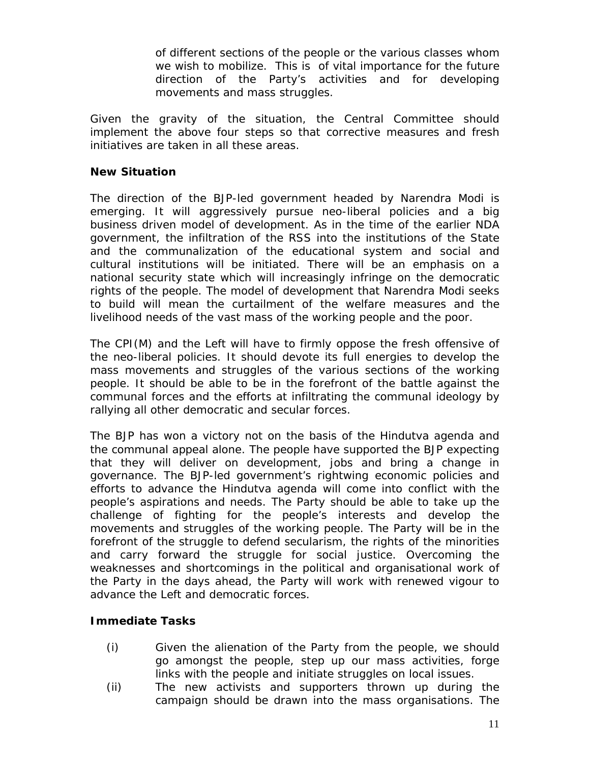of different sections of the people or the various classes whom we wish to mobilize. This is of vital importance for the future direction of the Party's activities and for developing movements and mass struggles.

Given the gravity of the situation, the Central Committee should implement the above four steps so that corrective measures and fresh initiatives are taken in all these areas.

**New Situation**

The direction of the BJP-led government headed by Narendra Modi is emerging. It will aggressively pursue neo-liberal policies and a big business driven model of development. As in the time of the earlier NDA government, the infiltration of the RSS into the institutions of the State and the communalization of the educational system and social and cultural institutions will be initiated. There will be an emphasis on a national security state which will increasingly infringe on the democratic rights of the people. The model of development that Narendra Modi seeks to build will mean the curtailment of the welfare measures and the livelihood needs of the vast mass of the working people and the poor.

The CPI(M) and the Left will have to firmly oppose the fresh offensive of the neo-liberal policies. It should devote its full energies to develop the mass movements and struggles of the various sections of the working people. It should be able to be in the forefront of the battle against the communal forces and the efforts at infiltrating the communal ideology by rallying all other democratic and secular forces.

The BJP has won a victory not on the basis of the Hindutva agenda and the communal appeal alone. The people have supported the BJP expecting that they will deliver on development, jobs and bring a change in governance. The BJP-led government's rightwing economic policies and efforts to advance the Hindutva agenda will come into conflict with the people's aspirations and needs. The Party should be able to take up the challenge of fighting for the people's interests and develop the movements and struggles of the working people. The Party will be in the forefront of the struggle to defend secularism, the rights of the minorities and carry forward the struggle for social justice. Overcoming the weaknesses and shortcomings in the political and organisational work of the Party in the days ahead, the Party will work with renewed vigour to advance the Left and democratic forces.

**Immediate Tasks**

(i) Given the alienation of the Party from the people, we should go amongst the people, step up our mass activities, forge links with the people and initiate struggles on local issues.

(ii) The new activists and supporters thrown up during the campaign should be drawn into the mass organisations. The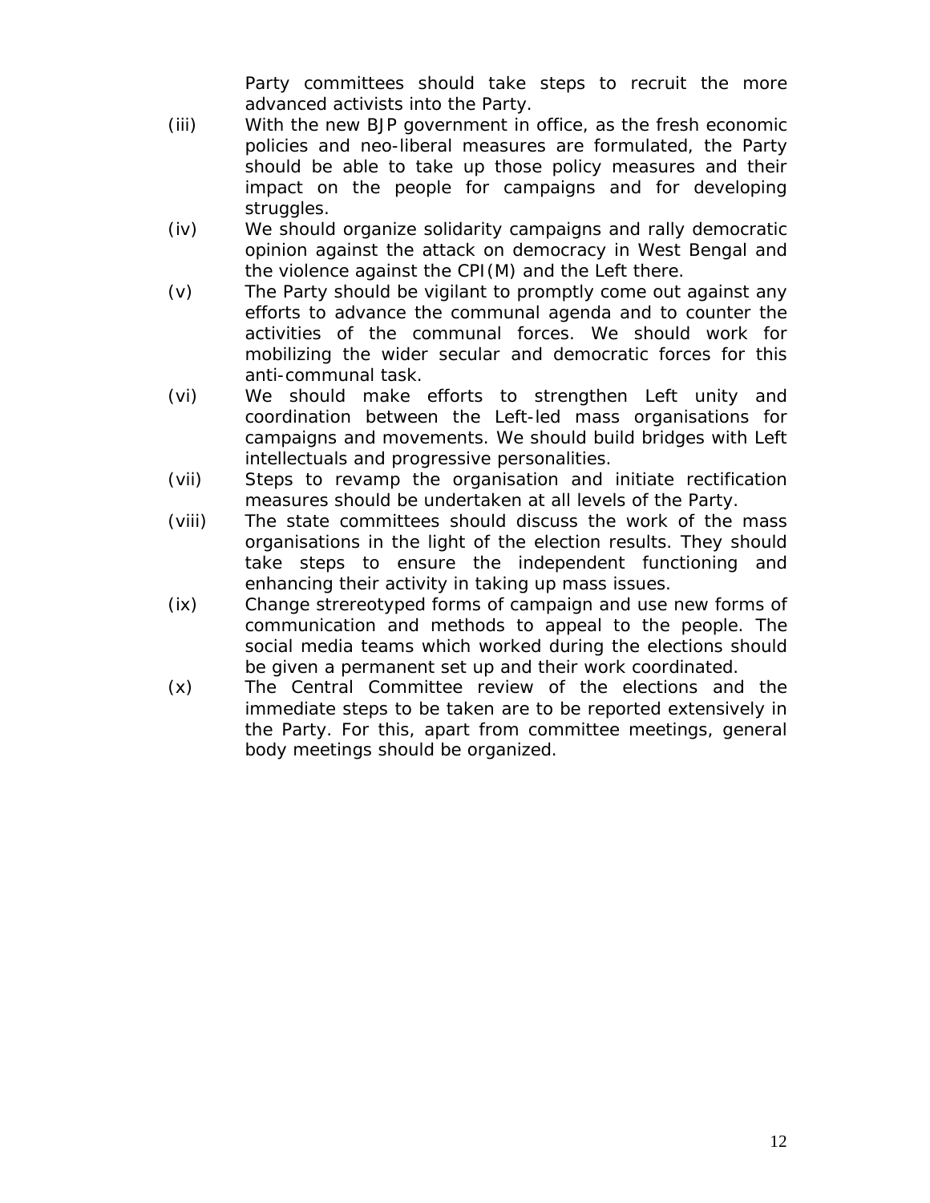Party committees should take steps to recruit the more advanced activists into the Party.

(iii) With the new BJP government in office, as the fresh economic policies and neo-liberal measures are formulated, the Party should be able to take up those policy measures and their impact on the people for campaigns and for developing struggles.

(iv) We should organize solidarity campaigns and rally democratic opinion against the attack on democracy in West Bengal and the violence against the CPI(M) and the Left there.

(v) The Party should be vigilant to promptly come out against any efforts to advance the communal agenda and to counter the activities of the communal forces. We should work for mobilizing the wider secular and democratic forces for this anti-communal task.

(vi) We should make efforts to strengthen Left unity and coordination between the Left-led mass organisations for campaigns and movements. We should build bridges with Left intellectuals and progressive personalities.

(vii) Steps to revamp the organisation and initiate rectification measures should be undertaken at all levels of the Party.

(viii) The state committees should discuss the work of the mass organisations in the light of the election results. They should take steps to ensure the independent functioning and enhancing their activity in taking up mass issues.

(ix) Change strereotyped forms of campaign and use new forms of communication and methods to appeal to the people. The social media teams which worked during the elections should be given a permanent set up and their work coordinated.

(x) The Central Committee review of the elections and the immediate steps to be taken are to be reported extensively in the Party. For this, apart from committee meetings, general body meetings should be organized.